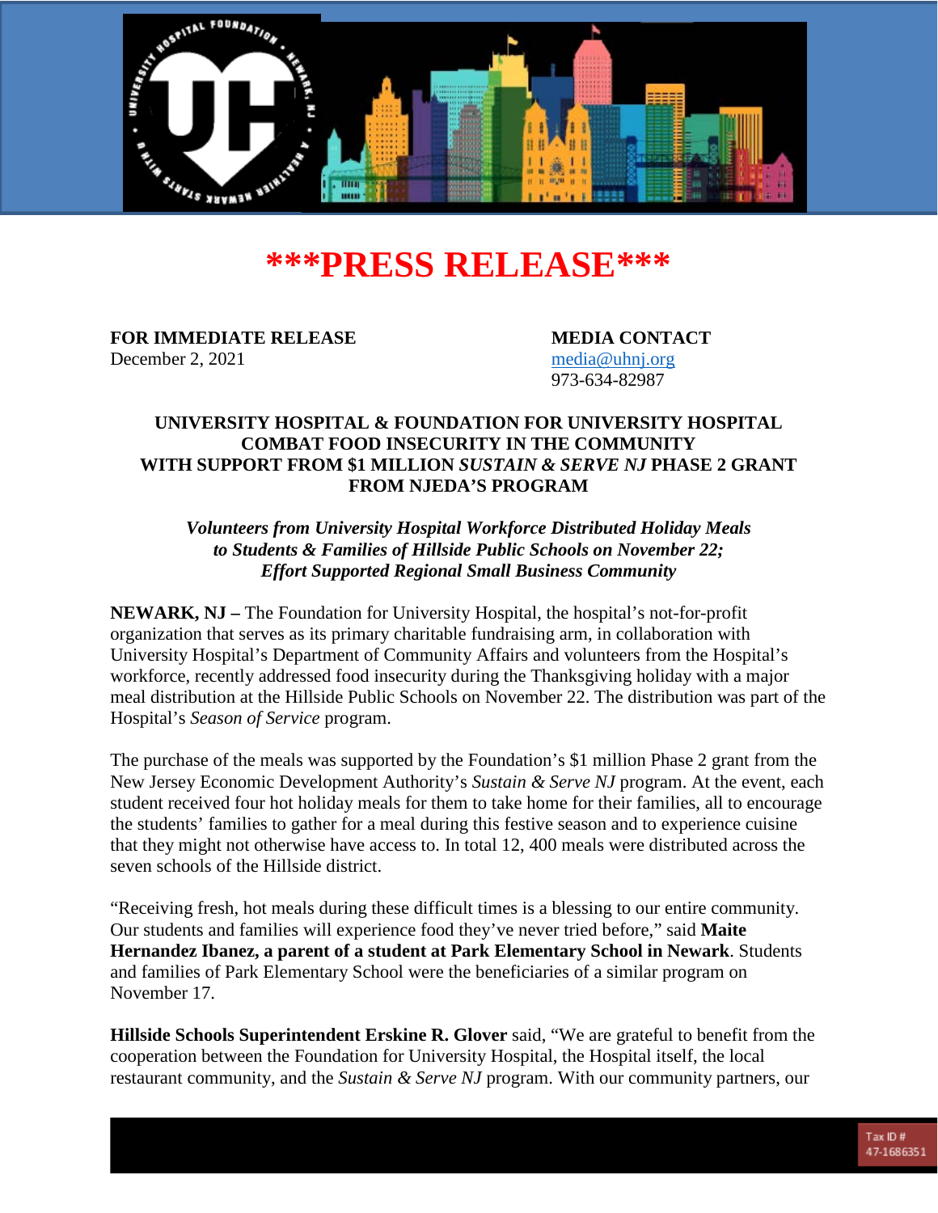# ***PRESS RELEASE***

**FOR IMMEDIATE RELEASE**
December 2, 2021

**MEDIA CONTACT**
media@uhnj.org
973-634-82987

## UNIVERSITY HOSPITAL & FOUNDATION FOR UNIVERSITY HOSPITAL COMBAT FOOD INSECURITY IN THE COMMUNITY WITH SUPPORT FROM $1 MILLION *SUSTAIN & SERVE NJ* PHASE 2 GRANT FROM NJEDA'S PROGRAM

***Volunteers from University Hospital Workforce Distributed Holiday Meals to Students & Families of Hillside Public Schools on November 22; Effort Supported Regional Small Business Community***

**NEWARK, NJ –** The Foundation for University Hospital, the hospital's not-for-profit organization that serves as its primary charitable fundraising arm, in collaboration with University Hospital's Department of Community Affairs and volunteers from the Hospital's workforce, recently addressed food insecurity during the Thanksgiving holiday with a major meal distribution at the Hillside Public Schools on November 22. The distribution was part of the Hospital's *Season of Service* program.

The purchase of the meals was supported by the Foundation's $1 million Phase 2 grant from the New Jersey Economic Development Authority's *Sustain & Serve NJ* program. At the event, each student received four hot holiday meals for them to take home for their families, all to encourage the students' families to gather for a meal during this festive season and to experience cuisine that they might not otherwise have access to. In total 12, 400 meals were distributed across the seven schools of the Hillside district.

"Receiving fresh, hot meals during these difficult times is a blessing to our entire community. Our students and families will experience food they've never tried before," said **Maite Hernandez Ibanez, a parent of a student at Park Elementary School in Newark**. Students and families of Park Elementary School were the beneficiaries of a similar program on November 17.

**Hillside Schools Superintendent Erskine R. Glover** said, "We are grateful to benefit from the cooperation between the Foundation for University Hospital, the Hospital itself, the local restaurant community, and the *Sustain & Serve NJ* program. With our community partners, our

Tax ID # 47-1686351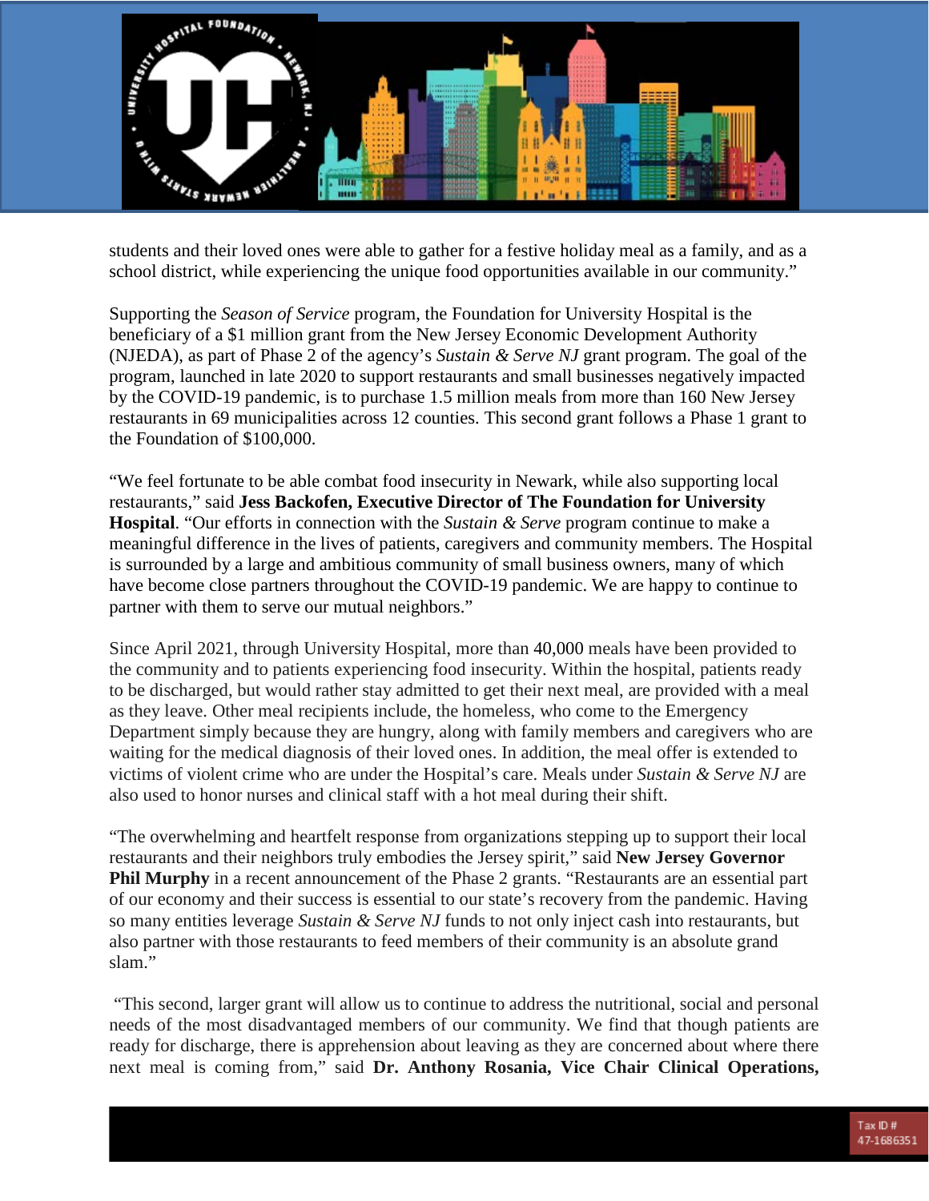students and their loved ones were able to gather for a festive holiday meal as a family, and as a school district, while experiencing the unique food opportunities available in our community."

Supporting the *Season of Service* program, the Foundation for University Hospital is the beneficiary of a $1 million grant from the New Jersey Economic Development Authority (NJEDA), as part of Phase 2 of the agency's *Sustain & Serve NJ* grant program. The goal of the program, launched in late 2020 to support restaurants and small businesses negatively impacted by the COVID-19 pandemic, is to purchase 1.5 million meals from more than 160 New Jersey restaurants in 69 municipalities across 12 counties. This second grant follows a Phase 1 grant to the Foundation of $100,000.

"We feel fortunate to be able combat food insecurity in Newark, while also supporting local restaurants," said **Jess Backofen, Executive Director of The Foundation for University Hospital**. "Our efforts in connection with the *Sustain & Serve* program continue to make a meaningful difference in the lives of patients, caregivers and community members. The Hospital is surrounded by a large and ambitious community of small business owners, many of which have become close partners throughout the COVID-19 pandemic. We are happy to continue to partner with them to serve our mutual neighbors."

Since April 2021, through University Hospital, more than 40,000 meals have been provided to the community and to patients experiencing food insecurity. Within the hospital, patients ready to be discharged, but would rather stay admitted to get their next meal, are provided with a meal as they leave. Other meal recipients include, the homeless, who come to the Emergency Department simply because they are hungry, along with family members and caregivers who are waiting for the medical diagnosis of their loved ones. In addition, the meal offer is extended to victims of violent crime who are under the Hospital's care. Meals under *Sustain & Serve NJ* are also used to honor nurses and clinical staff with a hot meal during their shift.

"The overwhelming and heartfelt response from organizations stepping up to support their local restaurants and their neighbors truly embodies the Jersey spirit," said **New Jersey Governor Phil Murphy** in a recent announcement of the Phase 2 grants. "Restaurants are an essential part of our economy and their success is essential to our state's recovery from the pandemic. Having so many entities leverage *Sustain & Serve NJ* funds to not only inject cash into restaurants, but also partner with those restaurants to feed members of their community is an absolute grand slam."

"This second, larger grant will allow us to continue to address the nutritional, social and personal needs of the most disadvantaged members of our community. We find that though patients are ready for discharge, there is apprehension about leaving as they are concerned about where there next meal is coming from," said **Dr. Anthony Rosania, Vice Chair Clinical Operations,**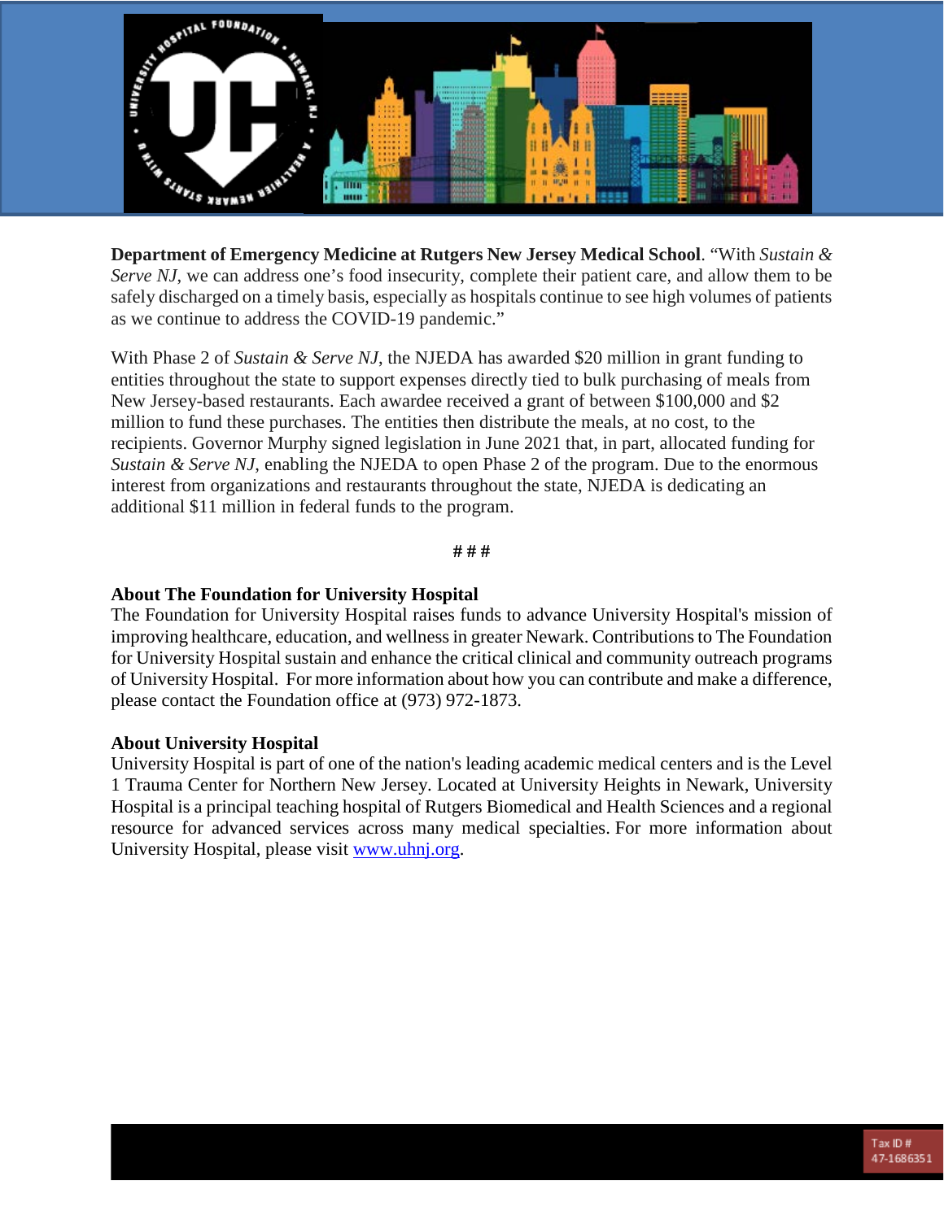**Department of Emergency Medicine at Rutgers New Jersey Medical School**. "With *Sustain & Serve NJ*, we can address one's food insecurity, complete their patient care, and allow them to be safely discharged on a timely basis, especially as hospitals continue to see high volumes of patients as we continue to address the COVID-19 pandemic."

With Phase 2 of *Sustain & Serve NJ*, the NJEDA has awarded $20 million in grant funding to entities throughout the state to support expenses directly tied to bulk purchasing of meals from New Jersey-based restaurants. Each awardee received a grant of between $100,000 and $2 million to fund these purchases. The entities then distribute the meals, at no cost, to the recipients. Governor Murphy signed legislation in June 2021 that, in part, allocated funding for *Sustain & Serve NJ*, enabling the NJEDA to open Phase 2 of the program. Due to the enormous interest from organizations and restaurants throughout the state, NJEDA is dedicating an additional $11 million in federal funds to the program.

# # #

**About The Foundation for University Hospital**

The Foundation for University Hospital raises funds to advance University Hospital's mission of improving healthcare, education, and wellness in greater Newark. Contributions to The Foundation for University Hospital sustain and enhance the critical clinical and community outreach programs of University Hospital. For more information about how you can contribute and make a difference, please contact the Foundation office at (973) 972-1873.

**About University Hospital**

University Hospital is part of one of the nation's leading academic medical centers and is the Level 1 Trauma Center for Northern New Jersey. Located at University Heights in Newark, University Hospital is a principal teaching hospital of Rutgers Biomedical and Health Sciences and a regional resource for advanced services across many medical specialties. For more information about University Hospital, please visit www.uhnj.org.

Tax ID # 47-1686351